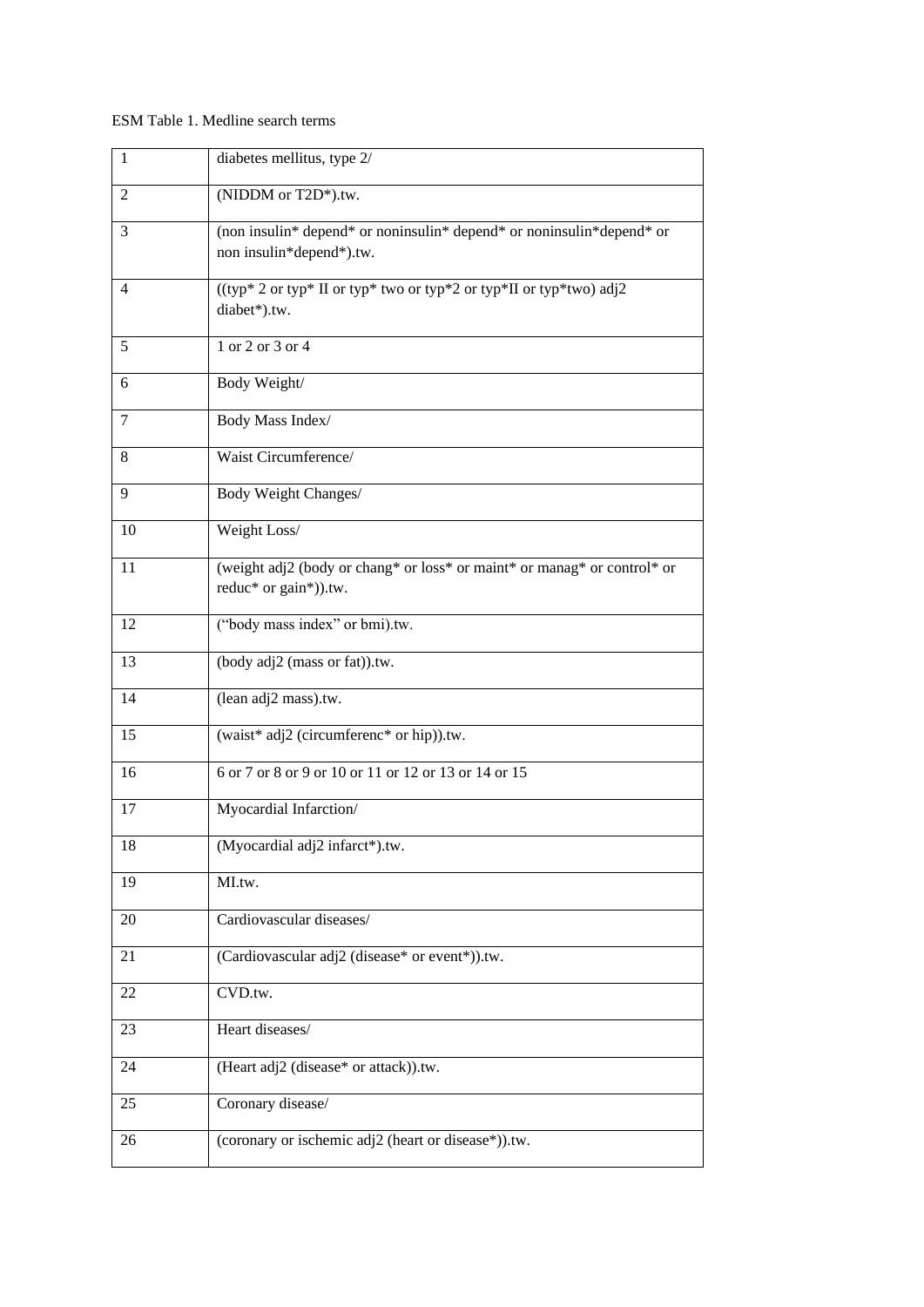ESM Table 1. Medline search terms

| | |
|---|---|
| 1 | diabetes mellitus, type 2/ |
| 2 | (NIDDM or T2D*).tw. |
| 3 | (non insulin* depend* or noninsulin* depend* or noninsulin*depend* or non insulin*depend*).tw. |
| 4 | ((typ* 2 or typ* II or typ* two or typ*2 or typ*II or typ*two) adj2 diabet*).tw. |
| 5 | 1 or 2 or 3 or 4 |
| 6 | Body Weight/ |
| 7 | Body Mass Index/ |
| 8 | Waist Circumference/ |
| 9 | Body Weight Changes/ |
| 10 | Weight Loss/ |
| 11 | (weight adj2 (body or chang* or loss* or maint* or manag* or control* or reduc* or gain*)).tw. |
| 12 | ("body mass index" or bmi).tw. |
| 13 | (body adj2 (mass or fat)).tw. |
| 14 | (lean adj2 mass).tw. |
| 15 | (waist* adj2 (circumferenc* or hip)).tw. |
| 16 | 6 or 7 or 8 or 9 or 10 or 11 or 12 or 13 or 14 or 15 |
| 17 | Myocardial Infarction/ |
| 18 | (Myocardial adj2 infarct*).tw. |
| 19 | MI.tw. |
| 20 | Cardiovascular diseases/ |
| 21 | (Cardiovascular adj2 (disease* or event*)).tw. |
| 22 | CVD.tw. |
| 23 | Heart diseases/ |
| 24 | (Heart adj2 (disease* or attack)).tw. |
| 25 | Coronary disease/ |
| 26 | (coronary or ischemic adj2 (heart or disease*)).tw. |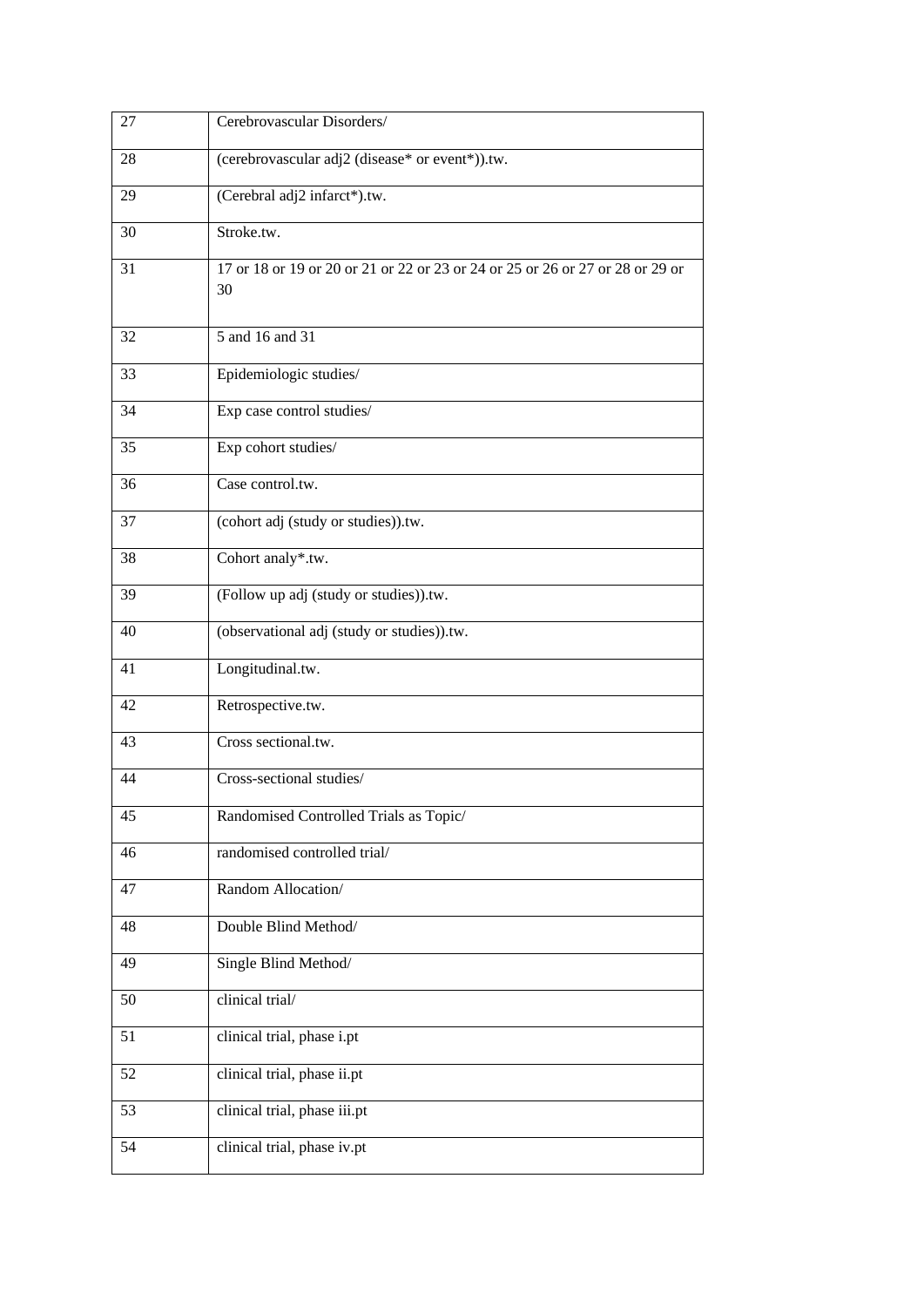| | |
|---|---|
| 27 | Cerebrovascular Disorders/ |
| 28 | (cerebrovascular adj2 (disease* or event*)).tw. |
| 29 | (Cerebral adj2 infarct*).tw. |
| 30 | Stroke.tw. |
| 31 | 17 or 18 or 19 or 20 or 21 or 22 or 23 or 24 or 25 or 26 or 27 or 28 or 29 or 30 |
| 32 | 5 and 16 and 31 |
| 33 | Epidemiologic studies/ |
| 34 | Exp case control studies/ |
| 35 | Exp cohort studies/ |
| 36 | Case control.tw. |
| 37 | (cohort adj (study or studies)).tw. |
| 38 | Cohort analy*.tw. |
| 39 | (Follow up adj (study or studies)).tw. |
| 40 | (observational adj (study or studies)).tw. |
| 41 | Longitudinal.tw. |
| 42 | Retrospective.tw. |
| 43 | Cross sectional.tw. |
| 44 | Cross-sectional studies/ |
| 45 | Randomised Controlled Trials as Topic/ |
| 46 | randomised controlled trial/ |
| 47 | Random Allocation/ |
| 48 | Double Blind Method/ |
| 49 | Single Blind Method/ |
| 50 | clinical trial/ |
| 51 | clinical trial, phase i.pt |
| 52 | clinical trial, phase ii.pt |
| 53 | clinical trial, phase iii.pt |
| 54 | clinical trial, phase iv.pt |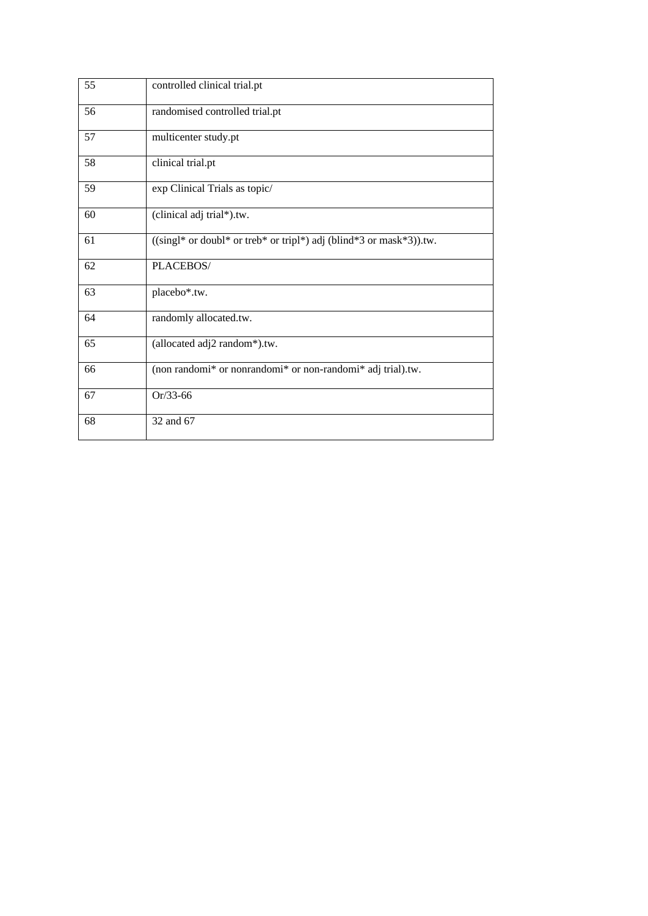| | |
|---|---|
| 55 | controlled clinical trial.pt |
| 56 | randomised controlled trial.pt |
| 57 | multicenter study.pt |
| 58 | clinical trial.pt |
| 59 | exp Clinical Trials as topic/ |
| 60 | (clinical adj trial*).tw. |
| 61 | ((singl* or doubl* or treb* or tripl*) adj (blind*3 or mask*3)).tw. |
| 62 | PLACEBOS/ |
| 63 | placebo*.tw. |
| 64 | randomly allocated.tw. |
| 65 | (allocated adj2 random*).tw. |
| 66 | (non randomi* or nonrandomi* or non-randomi* adj trial).tw. |
| 67 | Or/33-66 |
| 68 | 32 and 67 |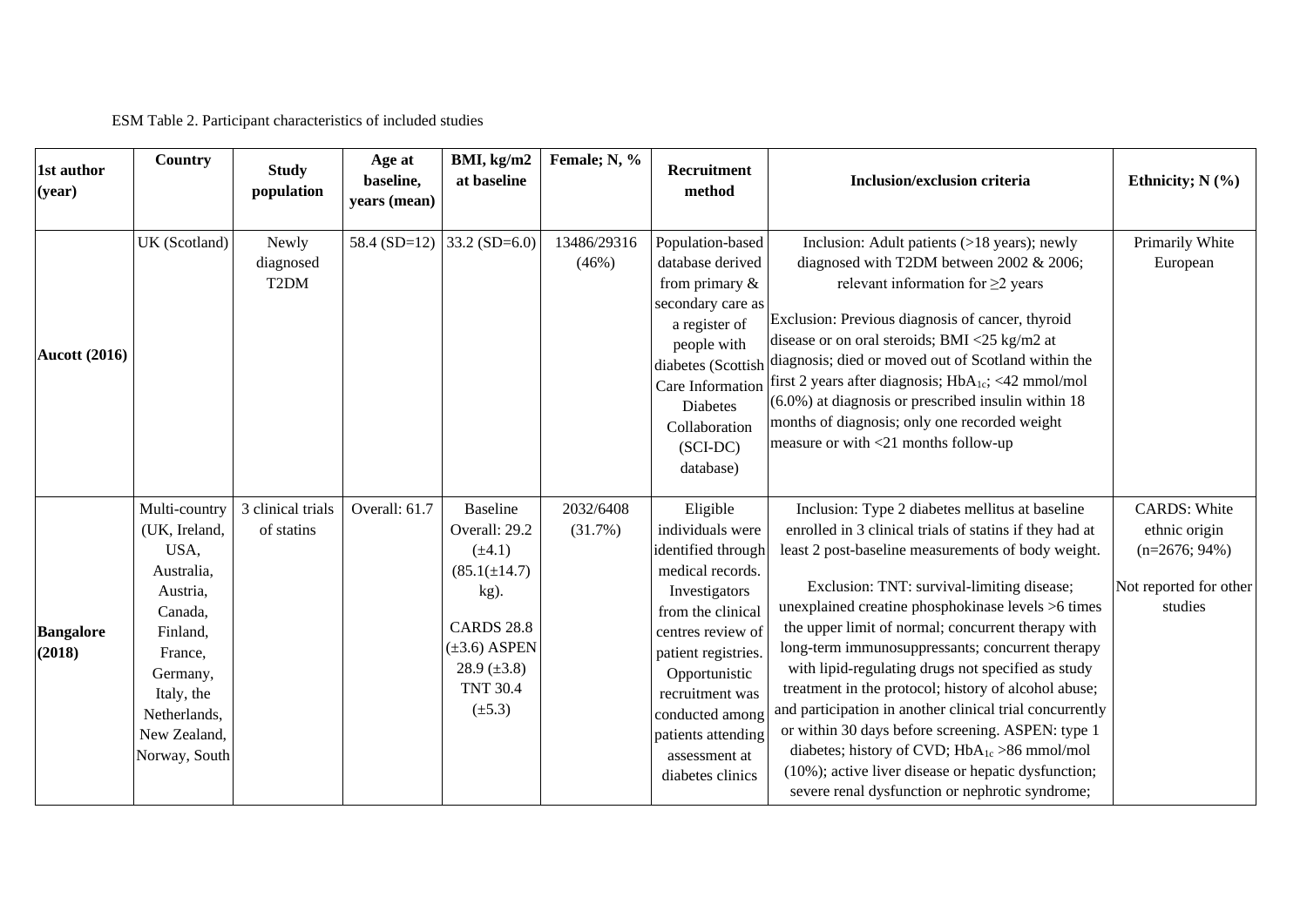ESM Table 2. Participant characteristics of included studies

| 1st author (year) | Country | Study population | Age at baseline, years (mean) | BMI, kg/m2 at baseline | Female; N, % | Recruitment method | Inclusion/exclusion criteria | Ethnicity; N (%) |
|---|---|---|---|---|---|---|---|---|
| **Aucott (2016)** | UK (Scotland) | Newly diagnosed T2DM | 58.4 (SD=12) | 33.2 (SD=6.0) | 13486/29316 (46%) | Population-based database derived from primary & secondary care as a register of people with diabetes (Scottish Care Information Diabetes Collaboration (SCI-DC) database) | Inclusion: Adult patients (>18 years); newly diagnosed with T2DM between 2002 & 2006; relevant information for ≥2 years<br><br>Exclusion: Previous diagnosis of cancer, thyroid disease or on oral steroids; BMI <25 kg/m2 at diagnosis; died or moved out of Scotland within the first 2 years after diagnosis; $HbA_{1c}$; <42 mmol/mol (6.0%) at diagnosis or prescribed insulin within 18 months of diagnosis; only one recorded weight measure or with <21 months follow-up | Primarily White European |
| **Bangalore (2018)** | Multi-country (UK, Ireland, USA, Australia, Austria, Canada, Finland, France, Germany, Italy, the Netherlands, New Zealand, Norway, South | 3 clinical trials of statins | Overall: 61.7 | Baseline Overall: 29.2 (±4.1) (85.1(±14.7) kg).<br><br>CARDS 28.8 (±3.6) ASPEN 28.9 (±3.8) TNT 30.4 (±5.3) | 2032/6408 (31.7%) | Eligible individuals were identified through medical records. Investigators from the clinical centres review of patient registries. Opportunistic recruitment was conducted among patients attending assessment at diabetes clinics | Inclusion: Type 2 diabetes mellitus at baseline enrolled in 3 clinical trials of statins if they had at least 2 post-baseline measurements of body weight.<br><br>Exclusion: TNT: survival-limiting disease; unexplained creatine phosphokinase levels >6 times the upper limit of normal; concurrent therapy with long-term immunosuppressants; concurrent therapy with lipid-regulating drugs not specified as study treatment in the protocol; history of alcohol abuse; and participation in another clinical trial concurrently or within 30 days before screening. ASPEN: type 1 diabetes; history of CVD; $HbA_{1c}$ >86 mmol/mol (10%); active liver disease or hepatic dysfunction; severe renal dysfunction or nephrotic syndrome; | CARDS: White ethnic origin (n=2676; 94%)<br><br>Not reported for other studies |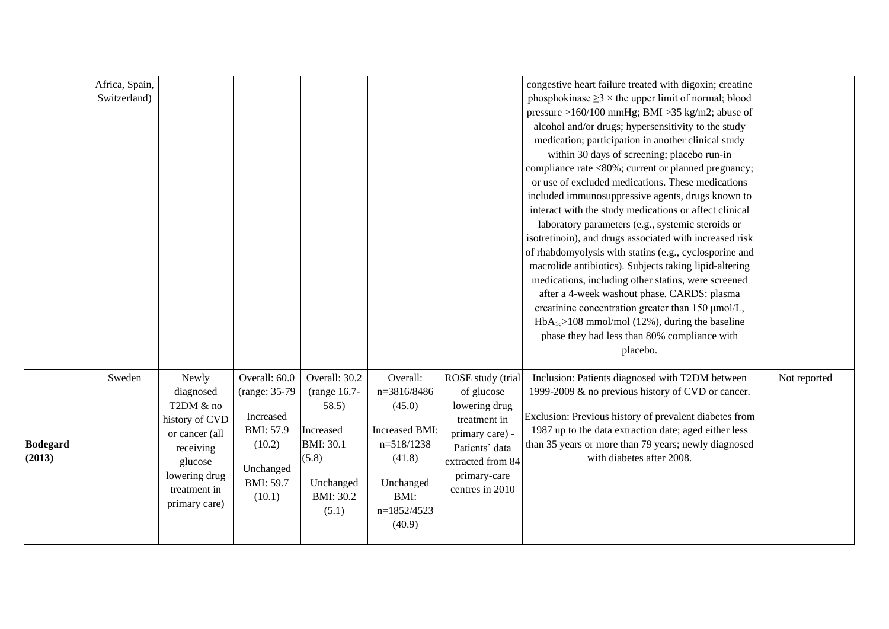|  |  |  |  |  |  |  |  |  |
|---|---|---|---|---|---|---|---|---|
|  | Africa, Spain, Switzerland) |  |  |  |  |  | congestive heart failure treated with digoxin; creatine phosphokinase ≥3 × the upper limit of normal; blood pressure >160/100 mmHg; BMI >35 kg/m2; abuse of alcohol and/or drugs; hypersensitivity to the study medication; participation in another clinical study within 30 days of screening; placebo run-in compliance rate <80%; current or planned pregnancy; or use of excluded medications. These medications included immunosuppressive agents, drugs known to interact with the study medications or affect clinical laboratory parameters (e.g., systemic steroids or isotretinoin), and drugs associated with increased risk of rhabdomyolysis with statins (e.g., cyclosporine and macrolide antibiotics). Subjects taking lipid-altering medications, including other statins, were screened after a 4-week washout phase. CARDS: plasma creatinine concentration greater than 150 μmol/L, $HbA_{1c}$>108 mmol/mol (12%), during the baseline phase they had less than 80% compliance with placebo. |  |
| **Bodegard (2013)** | Sweden | Newly diagnosed T2DM & no history of CVD or cancer (all receiving glucose lowering drug treatment in primary care) | Overall: 60.0 (range: 35-79<br><br>Increased BMI: 57.9 (10.2)<br><br>Unchanged BMI: 59.7 (10.1) | Overall: 30.2 (range 16.7-58.5)<br><br>Increased BMI: 30.1 (5.8)<br><br>Unchanged BMI: 30.2 (5.1) | Overall: n=3816/8486 (45.0)<br><br>Increased BMI: n=518/1238 (41.8)<br><br>Unchanged BMI: n=1852/4523 (40.9) | ROSE study (trial of glucose lowering drug treatment in primary care) - Patients' data extracted from 84 primary-care centres in 2010 | Inclusion: Patients diagnosed with T2DM between 1999-2009 & no previous history of CVD or cancer.<br><br>Exclusion: Previous history of prevalent diabetes from 1987 up to the data extraction date; aged either less than 35 years or more than 79 years; newly diagnosed with diabetes after 2008. | Not reported |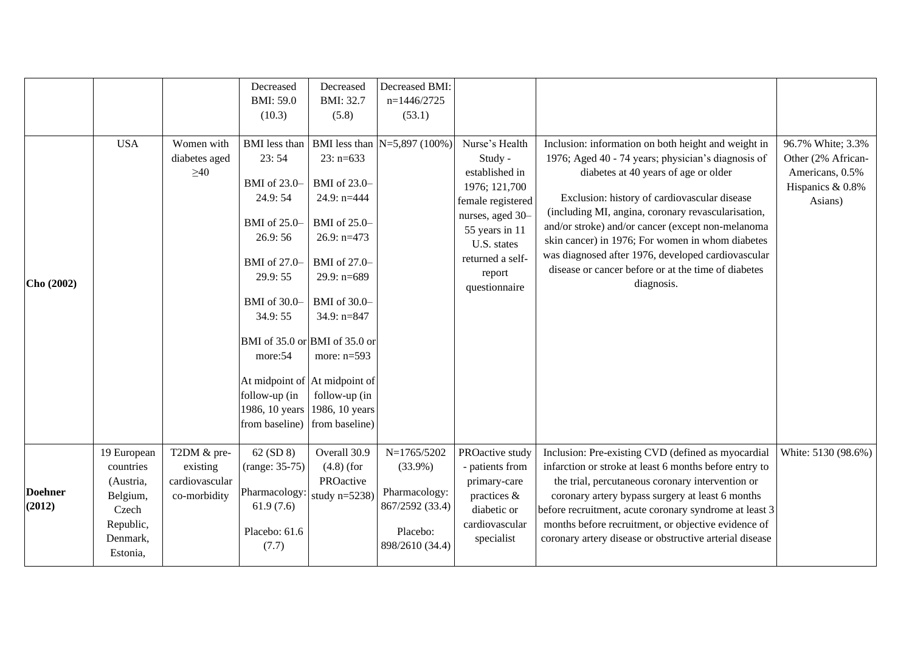| | | | | | | | | |
|---|---|---|---|---|---|---|---|---|
| | | | Decreased BMI: 59.0 (10.3) | Decreased BMI: 32.7 (5.8) | Decreased BMI: n=1446/2725 (53.1) | | | |
| **Cho (2002)** | USA | Women with diabetes aged ≥40 | BMI less than 23: 54<br><br>BMI of 23.0–24.9: 54<br><br>BMI of 25.0–26.9: 56<br><br>BMI of 27.0–29.9: 55<br><br>BMI of 30.0–34.9: 55<br><br>BMI of 35.0 or more:54<br><br>At midpoint of follow-up (in 1986, 10 years from baseline) | BMI less than 23: n=633<br><br>BMI of 23.0–24.9: n=444<br><br>BMI of 25.0–26.9: n=473<br><br>BMI of 27.0–29.9: n=689<br><br>BMI of 30.0–34.9: n=847<br><br>BMI of 35.0 or more: n=593<br><br>At midpoint of follow-up (in 1986, 10 years from baseline) | N=5,897 (100%) | Nurse's Health Study - established in 1976; 121,700 female registered nurses, aged 30–55 years in 11 U.S. states returned a self-report questionnaire | Inclusion: information on both height and weight in 1976; Aged 40 - 74 years; physician's diagnosis of diabetes at 40 years of age or older<br><br>Exclusion: history of cardiovascular disease (including MI, angina, coronary revascularisation, and/or stroke) and/or cancer (except non-melanoma skin cancer) in 1976; For women in whom diabetes was diagnosed after 1976, developed cardiovascular disease or cancer before or at the time of diabetes diagnosis. | 96.7% White; 3.3% Other (2% African-Americans, 0.5% Hispanics & 0.8% Asians) |
| **Doehner (2012)** | 19 European countries (Austria, Belgium, Czech Republic, Denmark, Estonia, | T2DM & pre-existing cardiovascular co-morbidity | 62 (SD 8) (range: 35-75)<br><br>Pharmacology: 61.9 (7.6)<br><br>Placebo: 61.6 (7.7) | Overall 30.9 (4.8) (for PROactive study n=5238) | N=1765/5202 (33.9%)<br><br>Pharmacology: 867/2592 (33.4)<br><br>Placebo: 898/2610 (34.4) | PROactive study - patients from primary-care practices & diabetic or cardiovascular specialist | Inclusion: Pre-existing CVD (defined as myocardial infarction or stroke at least 6 months before entry to the trial, percutaneous coronary intervention or coronary artery bypass surgery at least 6 months before recruitment, acute coronary syndrome at least 3 months before recruitment, or objective evidence of coronary artery disease or obstructive arterial disease | White: 5130 (98.6%) |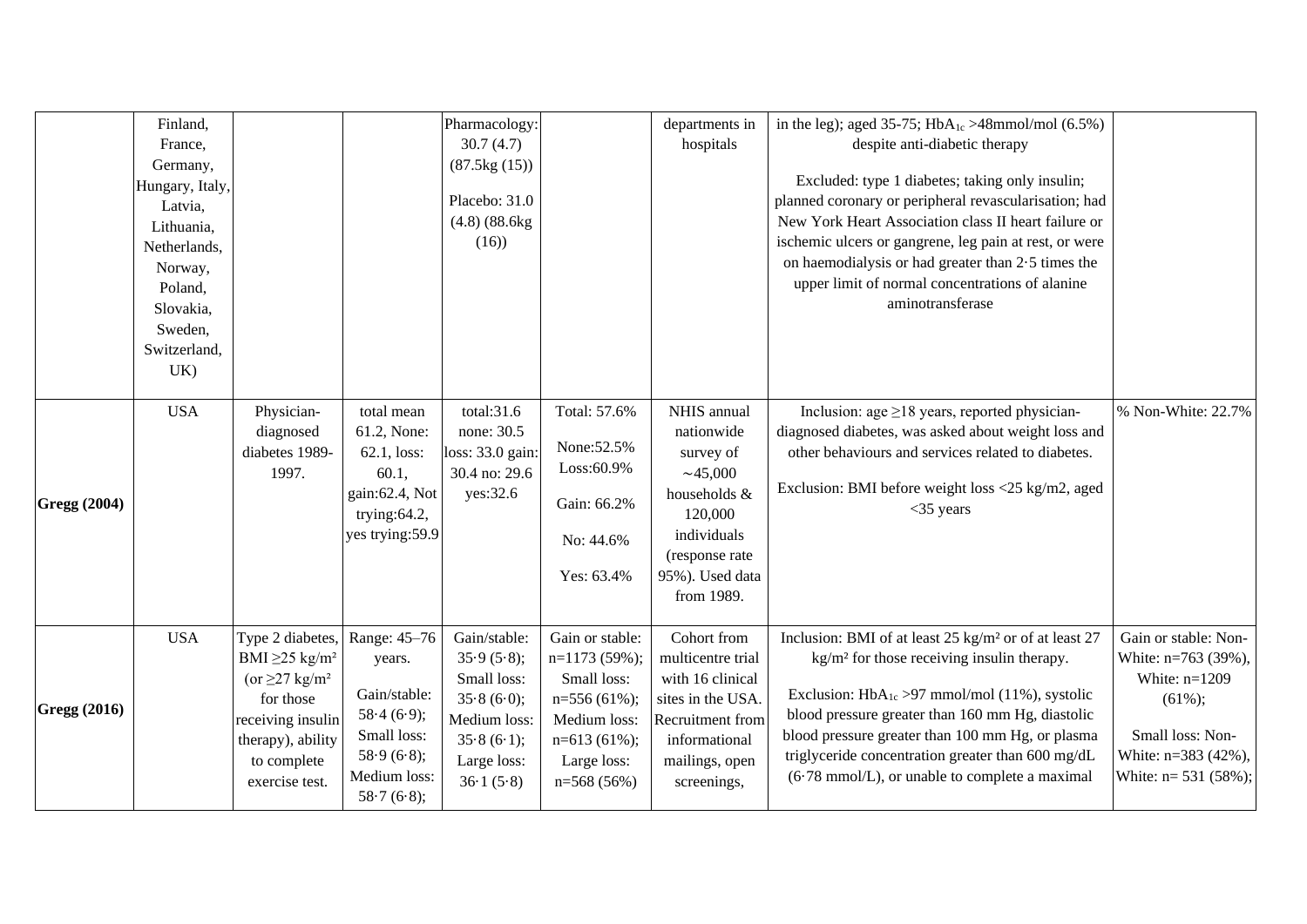| | | | | | | | | |
|---|---|---|---|---|---|---|---|---|
| | Finland, France, Germany, Hungary, Italy, Latvia, Lithuania, Netherlands, Norway, Poland, Slovakia, Sweden, Switzerland, UK) | | | Pharmacology: 30.7 (4.7) (87.5kg (15)) Placebo: 31.0 (4.8) (88.6kg (16)) | | departments in hospitals | in the leg); aged 35-75; $HbA_{1c}$ >48mmol/mol (6.5%) despite anti-diabetic therapy<br><br>Excluded: type 1 diabetes; taking only insulin; planned coronary or peripheral revascularisation; had New York Heart Association class II heart failure or ischemic ulcers or gangrene, leg pain at rest, or were on haemodialysis or had greater than 2·5 times the upper limit of normal concentrations of alanine aminotransferase | |
| **Gregg (2004)** | USA | Physician-diagnosed diabetes 1989-1997. | total mean 61.2, None: 62.1, loss: 60.1, gain:62.4, Not trying:64.2, yes trying:59.9 | total:31.6 none: 30.5 loss: 33.0 gain: 30.4 no: 29.6 yes:32.6 | Total: 57.6%<br><br>None:52.5% Loss:60.9%<br><br>Gain: 66.2%<br><br>No: 44.6%<br><br>Yes: 63.4% | NHIS annual nationwide survey of ~45,000 households & 120,000 individuals (response rate 95%). Used data from 1989. | Inclusion: age ≥18 years, reported physician-diagnosed diabetes, was asked about weight loss and other behaviours and services related to diabetes.<br><br>Exclusion: BMI before weight loss <25 kg/m2, aged <35 years | % Non-White: 22.7% |
| **Gregg (2016)** | USA | Type 2 diabetes, BMI ≥25 kg/m² (or ≥27 kg/m² for those receiving insulin therapy), ability to complete exercise test. | Range: 45–76 years.<br><br>Gain/stable: 58·4 (6·9); Small loss: 58·9 (6·8); Medium loss: 58·7 (6·8); | Gain/stable: 35·9 (5·8); Small loss: 35·8 (6·0); Medium loss: 35·8 (6·1); Large loss: 36·1 (5·8) | Gain or stable: n=1173 (59%); Small loss: n=556 (61%); Medium loss: n=613 (61%); Large loss: n=568 (56%) | Cohort from multicentre trial with 16 clinical sites in the USA. Recruitment from informational mailings, open screenings, | Inclusion: BMI of at least 25 kg/m² or of at least 27 kg/m² for those receiving insulin therapy.<br><br>Exclusion: $HbA_{1c}$ >97 mmol/mol (11%), systolic blood pressure greater than 160 mm Hg, diastolic blood pressure greater than 100 mm Hg, or plasma triglyceride concentration greater than 600 mg/dL (6·78 mmol/L), or unable to complete a maximal | Gain or stable: Non-White: n=763 (39%), White: n=1209 (61%);<br><br>Small loss: Non-White: n=383 (42%), White: n= 531 (58%); |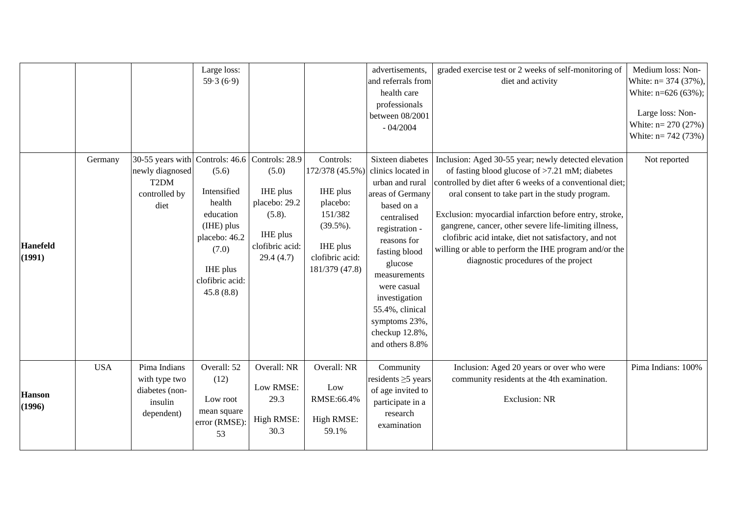|  |  |  |  |  |  |  |  |  |
|---|---|---|---|---|---|---|---|---|
|  |  |  | Large loss: 59·3 (6·9) |  |  | advertisements, and referrals from health care professionals between 08/2001 - 04/2004 | graded exercise test or 2 weeks of self-monitoring of diet and activity | Medium loss: Non-White: n= 374 (37%), White: n=626 (63%); Large loss: Non-White: n= 270 (27%) White: n= 742 (73%) |
| **Hanefeld (1991)** | Germany | 30-55 years with newly diagnosed T2DM controlled by diet | Controls: 46.6 (5.6) Intensified health education (IHE) plus placebo: 46.2 (7.0) IHE plus clofibric acid: 45.8 (8.8) | Controls: 28.9 (5.0) IHE plus placebo: 29.2 (5.8). IHE plus clofibric acid: 29.4 (4.7) | Controls: 172/378 (45.5%) IHE plus placebo: 151/382 (39.5%). IHE plus clofibric acid: 181/379 (47.8) | Sixteen diabetes clinics located in urban and rural areas of Germany based on a centralised registration - reasons for fasting blood glucose measurements were casual investigation 55.4%, clinical symptoms 23%, checkup 12.8%, and others 8.8% | Inclusion: Aged 30-55 year; newly detected elevation of fasting blood glucose of >7.21 mM; diabetes controlled by diet after 6 weeks of a conventional diet; oral consent to take part in the study program. Exclusion: myocardial infarction before entry, stroke, gangrene, cancer, other severe life-limiting illness, clofibric acid intake, diet not satisfactory, and not willing or able to perform the IHE program and/or the diagnostic procedures of the project | Not reported |
| **Hanson (1996)** | USA | Pima Indians with type two diabetes (non-insulin dependent) | Overall: 52 (12) Low root mean square error (RMSE): 53 | Overall: NR Low RMSE: 29.3 High RMSE: 30.3 | Overall: NR Low RMSE:66.4% High RMSE: 59.1% | Community residents ≥5 years of age invited to participate in a research examination | Inclusion: Aged 20 years or over who were community residents at the 4th examination. Exclusion: NR | Pima Indians: 100% |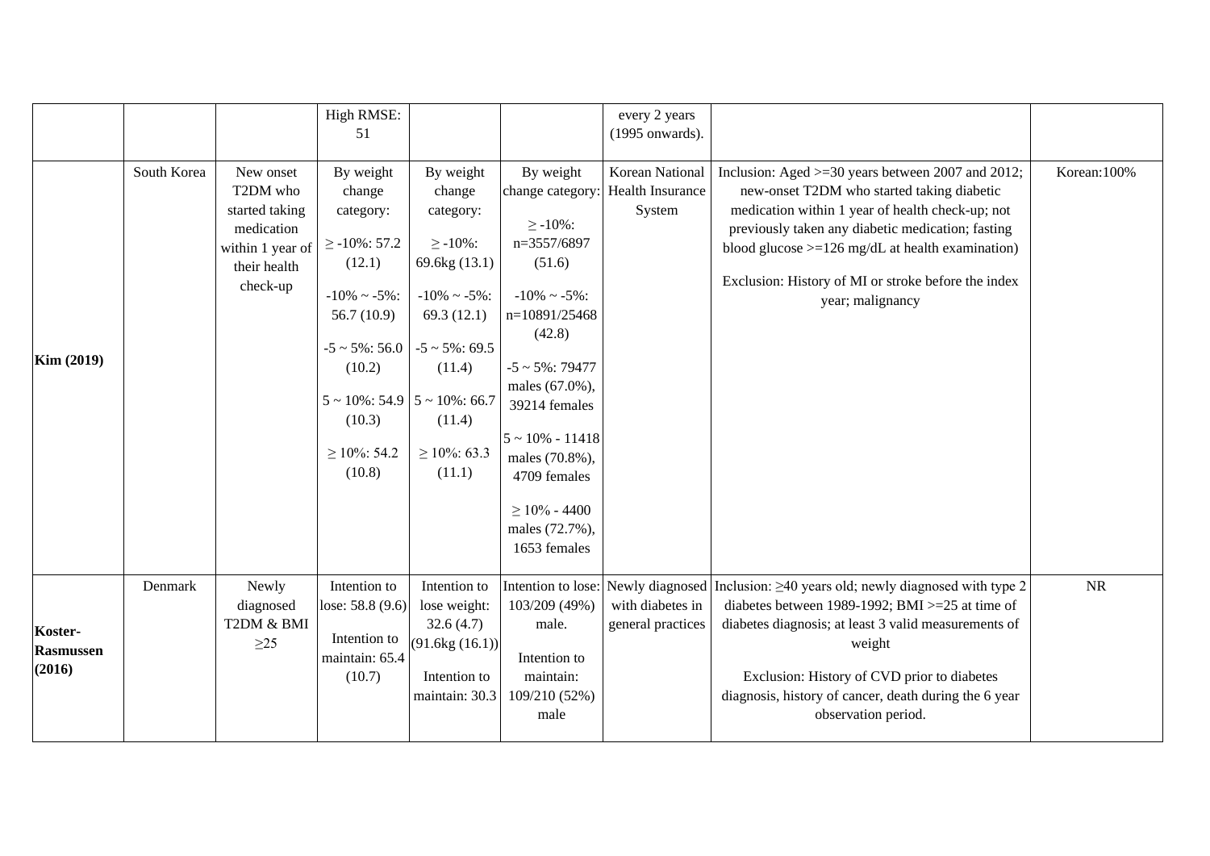| | | | | | | | | |
|---|---|---|---|---|---|---|---|---|
| | | | High RMSE: 51 | | | every 2 years (1995 onwards). | | |
| **Kim (2019)** | South Korea | New onset T2DM who started taking medication within 1 year of their health check-up | By weight change category: ≥ -10%: 57.2 (12.1) -10% ~ -5%: 56.7 (10.9) -5 ~ 5%: 56.0 (10.2) 5 ~ 10%: 54.9 (10.3) ≥ 10%: 54.2 (10.8) | By weight change category: ≥ -10%: 69.6kg (13.1) -10% ~ -5%: 69.3 (12.1) -5 ~ 5%: 69.5 (11.4) 5 ~ 10%: 66.7 (11.4) ≥ 10%: 63.3 (11.1) | By weight change category: ≥ -10%: n=3557/6897 (51.6) -10% ~ -5%: n=10891/25468 (42.8) -5 ~ 5%: 79477 males (67.0%), 39214 females 5 ~ 10% - 11418 males (70.8%), 4709 females ≥ 10% - 4400 males (72.7%), 1653 females | Korean National Health Insurance System | Inclusion: Aged >=30 years between 2007 and 2012; new-onset T2DM who started taking diabetic medication within 1 year of health check-up; not previously taken any diabetic medication; fasting blood glucose >=126 mg/dL at health examination) Exclusion: History of MI or stroke before the index year; malignancy | Korean:100% |
| **Koster-Rasmussen (2016)** | Denmark | Newly diagnosed T2DM & BMI ≥25 | Intention to lose: 58.8 (9.6) Intention to maintain: 65.4 (10.7) | Intention to lose weight: 32.6 (4.7) (91.6kg (16.1)) Intention to maintain: 30.3 | Intention to lose: 103/209 (49%) male. Intention to maintain: 109/210 (52%) male | Newly diagnosed with diabetes in general practices | Inclusion: ≥40 years old; newly diagnosed with type 2 diabetes between 1989-1992; BMI >=25 at time of diabetes diagnosis; at least 3 valid measurements of weight Exclusion: History of CVD prior to diabetes diagnosis, history of cancer, death during the 6 year observation period. | NR |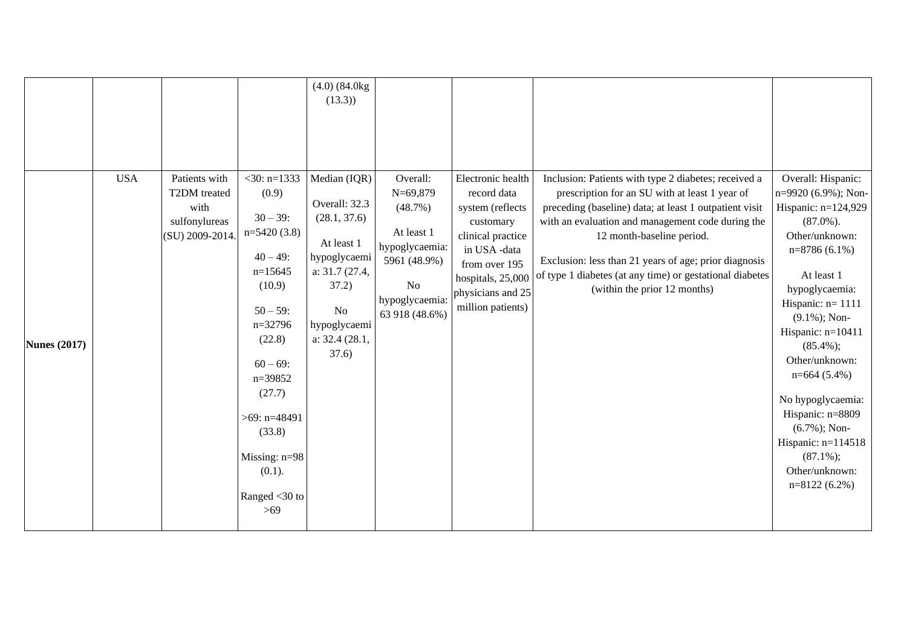| | | | | | | | | |
|---|---|---|---|---|---|---|---|---|
| | | | | (4.0) (84.0kg (13.3)) | | | | |
| **Nunes (2017)** | USA | Patients with T2DM treated with sulfonylureas (SU) 2009-2014. | <30: n=1333 (0.9)<br><br>30 – 39: n=5420 (3.8)<br><br>40 – 49: n=15645 (10.9)<br><br>50 – 59: n=32796 (22.8)<br><br>60 – 69: n=39852 (27.7)<br><br>>69: n=48491 (33.8)<br><br>Missing: n=98 (0.1).<br><br>Ranged <30 to >69 | Median (IQR)<br><br>Overall: 32.3 (28.1, 37.6)<br><br>At least 1 hypoglycaemia: 31.7 (27.4, 37.2)<br><br>No hypoglycaemia: 32.4 (28.1, 37.6) | Overall: N=69,879 (48.7%)<br><br>At least 1 hypoglycaemia: 5961 (48.9%)<br><br>No hypoglycaemia: 63 918 (48.6%) | Electronic health record data system (reflects customary clinical practice in USA -data from over 195 hospitals, 25,000 physicians and 25 million patients) | Inclusion: Patients with type 2 diabetes; received a prescription for an SU with at least 1 year of preceding (baseline) data; at least 1 outpatient visit with an evaluation and management code during the 12 month-baseline period.<br><br>Exclusion: less than 21 years of age; prior diagnosis of type 1 diabetes (at any time) or gestational diabetes (within the prior 12 months) | Overall: Hispanic: n=9920 (6.9%); Non-Hispanic: n=124,929 (87.0%). Other/unknown: n=8786 (6.1%)<br><br>At least 1 hypoglycaemia: Hispanic: n= 1111 (9.1%); Non-Hispanic: n=10411 (85.4%); Other/unknown: n=664 (5.4%)<br><br>No hypoglycaemia: Hispanic: n=8809 (6.7%); Non-Hispanic: n=114518 (87.1%); Other/unknown: n=8122 (6.2%) |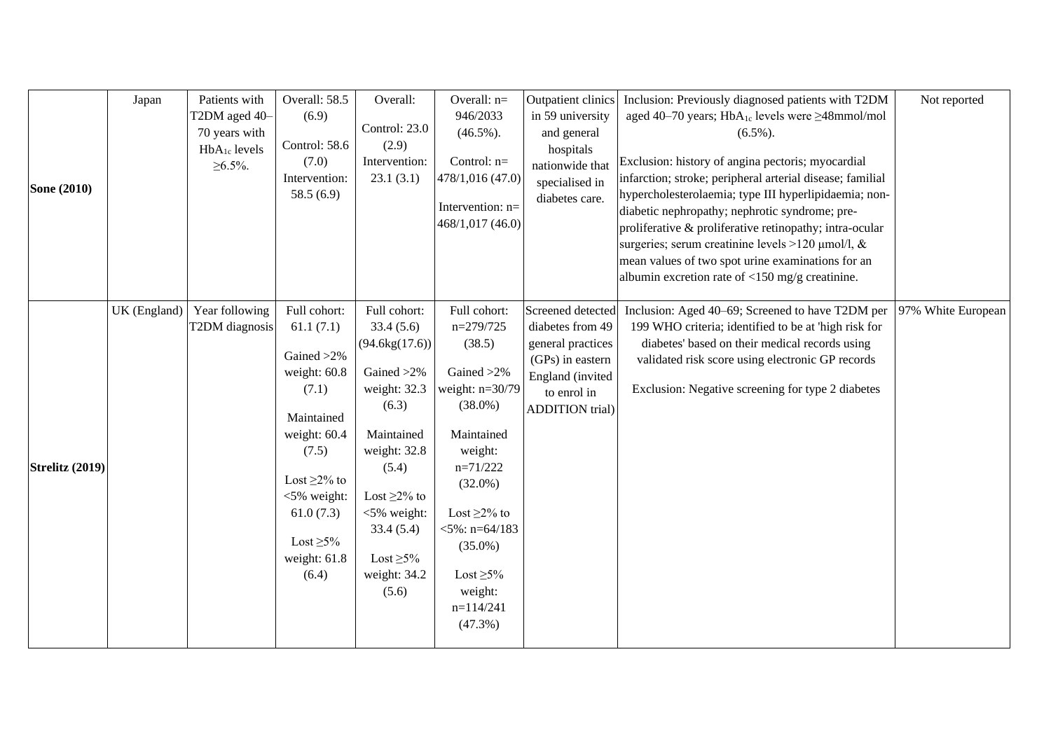| | | | | | | | | |
|---|---|---|---|---|---|---|---|---|
| **Sone (2010)** | Japan | Patients with T2DM aged 40–70 years with $HbA_{1c}$ levels ≥6.5%. | Overall: 58.5 (6.9)<br><br>Control: 58.6 (7.0)<br>Intervention: 58.5 (6.9) | Overall:<br><br>Control: 23.0 (2.9)<br>Intervention: 23.1 (3.1) | Overall: n= 946/2033 (46.5%).<br><br>Control: n= 478/1,016 (47.0)<br><br>Intervention: n= 468/1,017 (46.0) | Outpatient clinics in 59 university and general hospitals nationwide that specialised in diabetes care. | Inclusion: Previously diagnosed patients with T2DM aged 40–70 years; $HbA_{1c}$ levels were ≥48mmol/mol (6.5%).<br><br>Exclusion: history of angina pectoris; myocardial infarction; stroke; peripheral arterial disease; familial hypercholesterolaemia; type III hyperlipidaemia; non-diabetic nephropathy; nephrotic syndrome; pre-proliferative & proliferative retinopathy; intra-ocular surgeries; serum creatinine levels >120 μmol/l, & mean values of two spot urine examinations for an albumin excretion rate of <150 mg/g creatinine. | Not reported |
| **Strelitz (2019)** | UK (England) | Year following T2DM diagnosis | Full cohort: 61.1 (7.1)<br><br>Gained >2% weight: 60.8 (7.1)<br><br>Maintained weight: 60.4 (7.5)<br><br>Lost ≥2% to <5% weight: 61.0 (7.3)<br><br>Lost ≥5% weight: 61.8 (6.4) | Full cohort: 33.4 (5.6) (94.6kg(17.6))<br><br>Gained >2% weight: 32.3 (6.3)<br><br>Maintained weight: 32.8 (5.4)<br><br>Lost ≥2% to <5% weight: 33.4 (5.4)<br><br>Lost ≥5% weight: 34.2 (5.6) | Full cohort: n=279/725 (38.5)<br><br>Gained >2% weight: n=30/79 (38.0%)<br><br>Maintained weight: n=71/222 (32.0%)<br><br>Lost ≥2% to <5%: n=64/183 (35.0%)<br><br>Lost ≥5% weight: n=114/241 (47.3%) | Screened detected diabetes from 49 general practices (GPs) in eastern England (invited to enrol in ADDITION trial) | Inclusion: Aged 40–69; Screened to have T2DM per 199 WHO criteria; identified to be at 'high risk for diabetes' based on their medical records using validated risk score using electronic GP records<br><br>Exclusion: Negative screening for type 2 diabetes | 97% White European |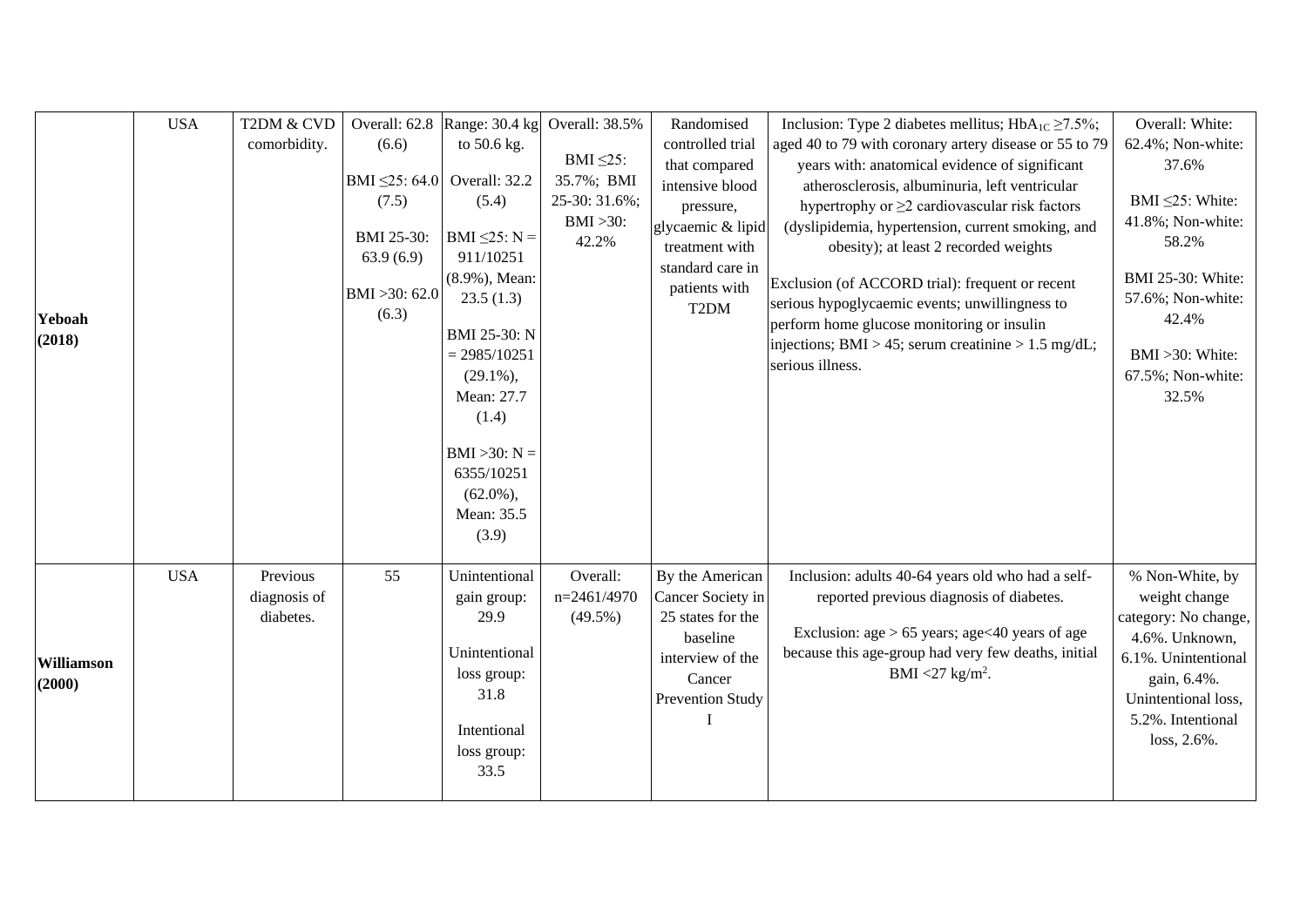| | | | | | | | | |
|---|---|---|---|---|---|---|---|---|
| **Yeboah (2018)** | USA | T2DM & CVD comorbidity. | Overall: 62.8 (6.6)<br><br>BMI ≤25: 64.0 (7.5)<br><br>BMI 25-30: 63.9 (6.9)<br><br>BMI >30: 62.0 (6.3) | Range: 30.4 kg to 50.6 kg.<br><br>Overall: 32.2 (5.4)<br><br>BMI ≤25: N = 911/10251 (8.9%), Mean: 23.5 (1.3)<br><br>BMI 25-30: N = 2985/10251 (29.1%), Mean: 27.7 (1.4)<br><br>BMI >30: N = 6355/10251 (62.0%), Mean: 35.5 (3.9) | Overall: 38.5%<br><br>BMI ≤25: 35.7%; BMI 25-30: 31.6%; BMI >30: 42.2% | Randomised controlled trial that compared intensive blood pressure, glycaemic & lipid treatment with standard care in patients with T2DM | Inclusion: Type 2 diabetes mellitus; $HbA_{1C}$ ≥7.5%; aged 40 to 79 with coronary artery disease or 55 to 79 years with: anatomical evidence of significant atherosclerosis, albuminuria, left ventricular hypertrophy or ≥2 cardiovascular risk factors (dyslipidemia, hypertension, current smoking, and obesity); at least 2 recorded weights<br><br>Exclusion (of ACCORD trial): frequent or recent serious hypoglycaemic events; unwillingness to perform home glucose monitoring or insulin injections; BMI > 45; serum creatinine > 1.5 mg/dL; serious illness. | Overall: White: 62.4%; Non-white: 37.6%<br><br>BMI ≤25: White: 41.8%; Non-white: 58.2%<br><br>BMI 25-30: White: 57.6%; Non-white: 42.4%<br><br>BMI >30: White: 67.5%; Non-white: 32.5% |
| **Williamson (2000)** | USA | Previous diagnosis of diabetes. | 55 | Unintentional gain group: 29.9<br><br>Unintentional loss group: 31.8<br><br>Intentional loss group: 33.5 | Overall: n=2461/4970 (49.5%) | By the American Cancer Society in 25 states for the baseline interview of the Cancer Prevention Study I | Inclusion: adults 40-64 years old who had a self-reported previous diagnosis of diabetes.<br><br>Exclusion: age > 65 years; age<40 years of age because this age-group had very few deaths, initial BMI <27 kg/m$^2$. | % Non-White, by weight change category: No change, 4.6%. Unknown, 6.1%. Unintentional gain, 6.4%. Unintentional loss, 5.2%. Intentional loss, 2.6%. |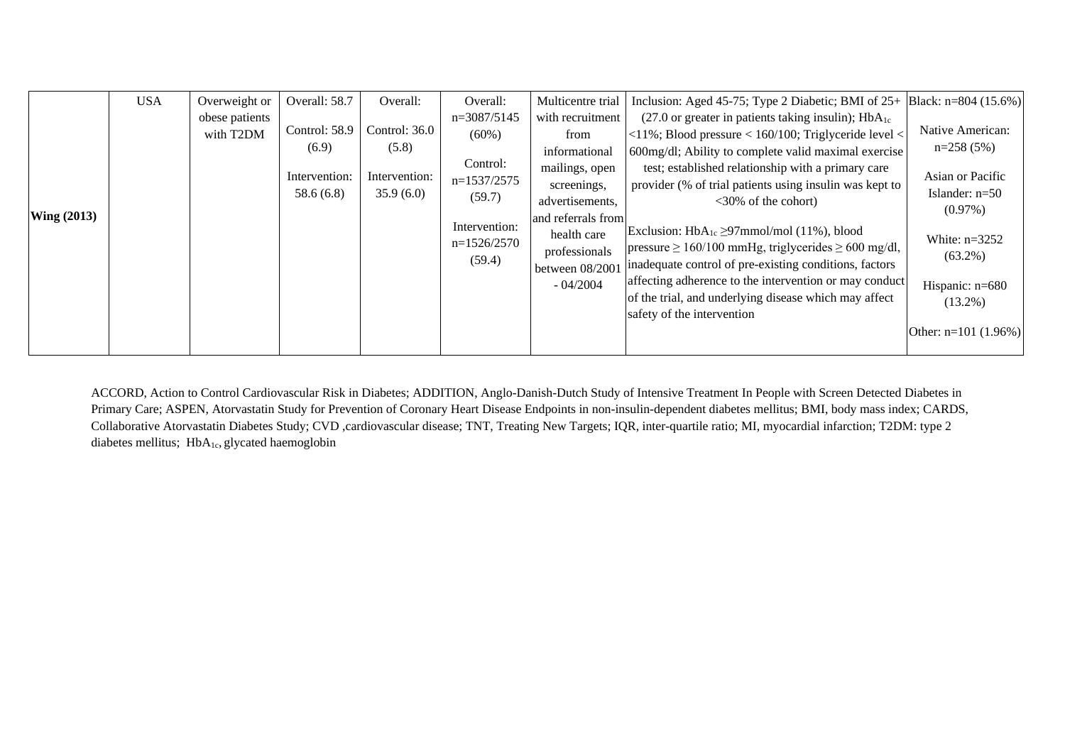| | | | | | | | | |
|---|---|---|---|---|---|---|---|---|
| **Wing (2013)** | USA | Overweight or obese patients with T2DM | Overall: 58.7<br><br>Control: 58.9 (6.9)<br><br>Intervention: 58.6 (6.8) | Overall:<br><br>Control: 36.0 (5.8)<br><br>Intervention: 35.9 (6.0) | Overall: n=3087/5145 (60%)<br><br>Control: n=1537/2575 (59.7)<br><br>Intervention: n=1526/2570 (59.4) | Multicentre trial with recruitment from informational mailings, open screenings, advertisements, and referrals from health care professionals between 08/2001 - 04/2004 | Inclusion: Aged 45-75; Type 2 Diabetic; BMI of 25+ (27.0 or greater in patients taking insulin); $HbA_{1c}$ <11%; Blood pressure < 160/100; Triglyceride level < 600mg/dl; Ability to complete valid maximal exercise test; established relationship with a primary care provider (% of trial patients using insulin was kept to <30% of the cohort)<br><br>Exclusion: $HbA_{1c}$ ≥97mmol/mol (11%), blood pressure ≥ 160/100 mmHg, triglycerides ≥ 600 mg/dl, inadequate control of pre-existing conditions, factors affecting adherence to the intervention or may conduct of the trial, and underlying disease which may affect safety of the intervention | Black: n=804 (15.6%)<br><br>Native American: n=258 (5%)<br><br>Asian or Pacific Islander: n=50 (0.97%)<br><br>White: n=3252 (63.2%)<br><br>Hispanic: n=680 (13.2%)<br><br>Other: n=101 (1.96%) |

ACCORD, Action to Control Cardiovascular Risk in Diabetes; ADDITION, Anglo-Danish-Dutch Study of Intensive Treatment In People with Screen Detected Diabetes in Primary Care; ASPEN, Atorvastatin Study for Prevention of Coronary Heart Disease Endpoints in non-insulin-dependent diabetes mellitus; BMI, body mass index; CARDS, Collaborative Atorvastatin Diabetes Study; CVD ,cardiovascular disease; TNT, Treating New Targets; IQR, inter-quartile ratio; MI, myocardial infarction; T2DM: type 2 diabetes mellitus; $HbA_{1c}$, glycated haemoglobin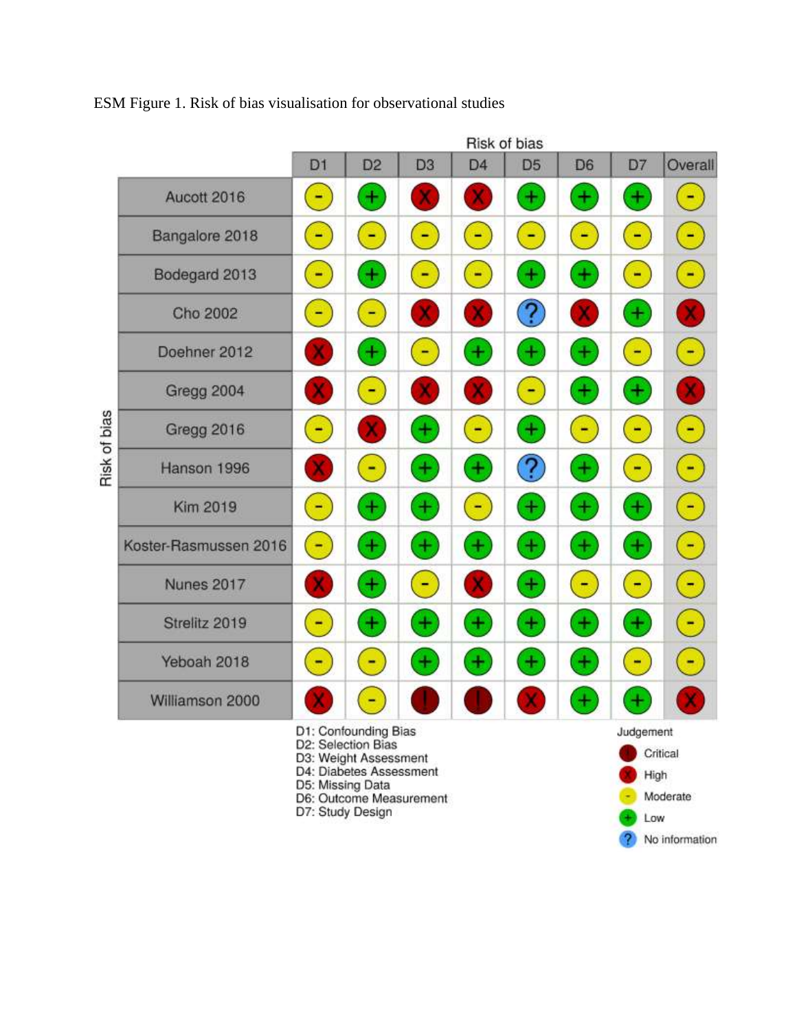ESM Figure 1. Risk of bias visualisation for observational studies

| Study | D1 | D2 | D3 | D4 | D5 | D6 | D7 | Overall |
|---|---|---|---|---|---|---|---|---|
| Aucott 2016 | - | + | X | X | + | + | + | - |
| Bangalore 2018 | - | - | - | - | - | - | - | - |
| Bodegard 2013 | - | + | - | - | + | + | - | - |
| Cho 2002 | - | - | X | X | ? | X | + | X |
| Doehner 2012 | X | + | - | + | + | + | - | - |
| Gregg 2004 | X | - | X | X | - | + | + | X |
| Gregg 2016 | - | X | + | - | + | - | - | - |
| Hanson 1996 | X | - | + | + | ? | + | - | - |
| Kim 2019 | - | + | + | - | + | + | + | - |
| Koster-Rasmussen 2016 | - | + | + | + | + | + | + | - |
| Nunes 2017 | X | + | - | X | + | - | - | - |
| Strelitz 2019 | - | + | + | + | + | + | + | - |
| Yeboah 2018 | - | - | + | + | + | + | - | - |
| Williamson 2000 | X | - | ! | ! | X | + | + | X |

D1: Confounding Bias
D2: Selection Bias
D3: Weight Assessment
D4: Diabetes Assessment
D5: Missing Data
D6: Outcome Measurement
D7: Study Design

Judgement: ! Critical; X High; - Moderate; + Low; ? No information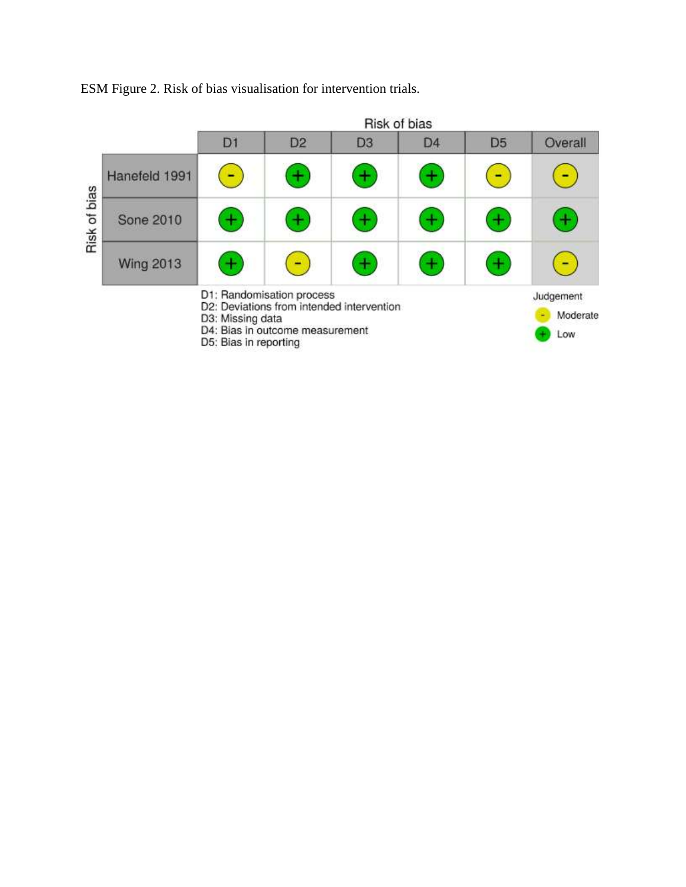ESM Figure 2. Risk of bias visualisation for intervention trials.

Risk of bias

D1 D2 D3 D4 D5 Overall

Risk of bias

Hanefeld 1991

Sone 2010

Wing 2013

D1: Randomisation process
D2: Deviations from intended intervention
D3: Missing data
D4: Bias in outcome measurement
D5: Bias in reporting

Judgement

- Moderate

+ Low